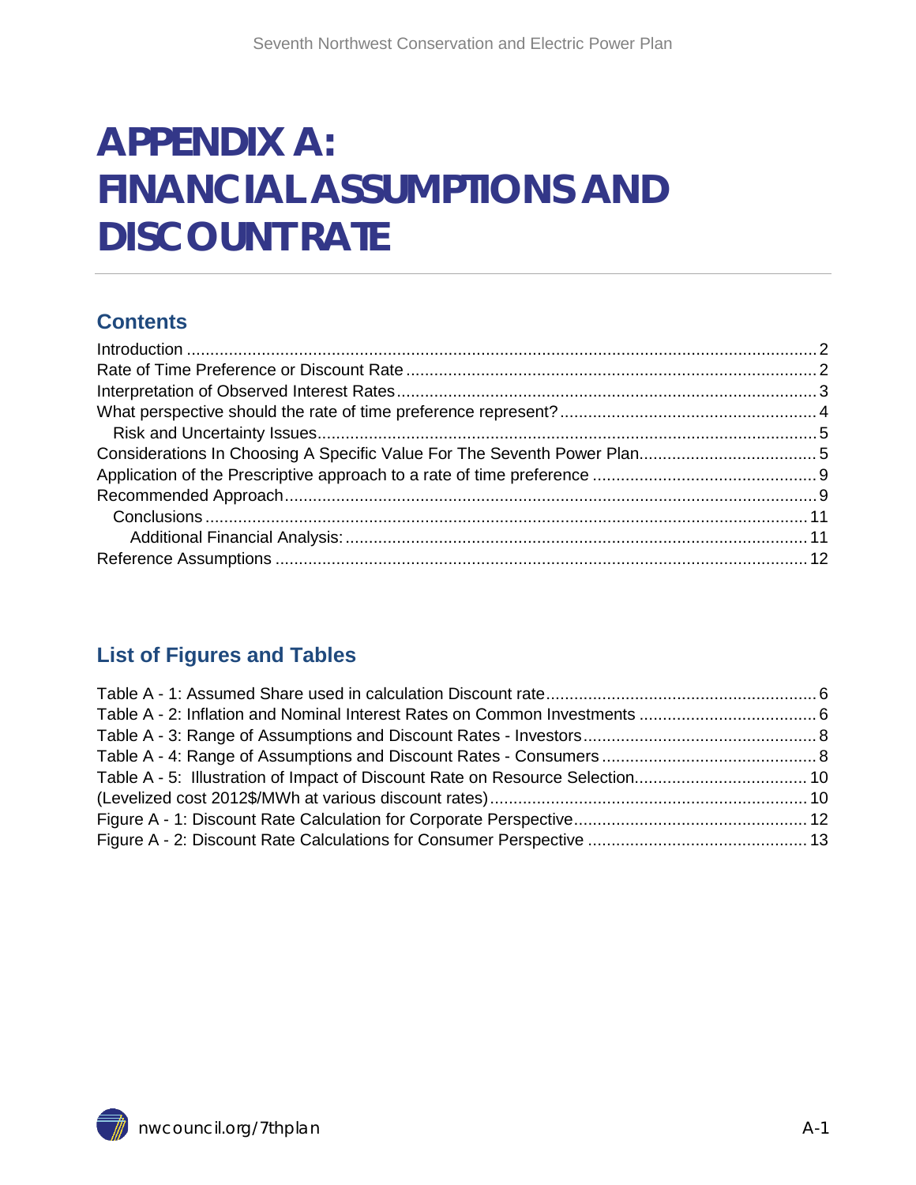# APPENDIX A: FINANCIAL ASSUMPTIONS AND DISCOUNT RATE

## Contents

Introduction ........................................................................................................................ 2
Rate of Time Preference or Discount Rate ........................................................................ 2
Interpretation of Observed Interest Rates .......................................................................... 3
What perspective should the rate of time preference represent? ....................................... 4
  Risk and Uncertainty Issues .......................................................................................... 5
Considerations In Choosing A Specific Value For The Seventh Power Plan ...................... 5
Application of the Prescriptive approach to a rate of time preference ................................ 9
Recommended Approach ................................................................................................. 9
  Conclusions ................................................................................................................ 11
    Additional Financial Analysis: .................................................................................. 11
Reference Assumptions .................................................................................................. 12

## List of Figures and Tables

Table A - 1: Assumed Share used in calculation Discount rate .......................................... 6
Table A - 2: Inflation and Nominal Interest Rates on Common Investments ...................... 6
Table A - 3: Range of Assumptions and Discount Rates - Investors .................................. 8
Table A - 4: Range of Assumptions and Discount Rates - Consumers .............................. 8
Table A - 5: Illustration of Impact of Discount Rate on Resource Selection ..................... 10
(Levelized cost 2012$/MWh at various discount rates) .................................................... 10
Figure A - 1: Discount Rate Calculation for Corporate Perspective .................................. 12
Figure A - 2: Discount Rate Calculations for Consumer Perspective ............................... 13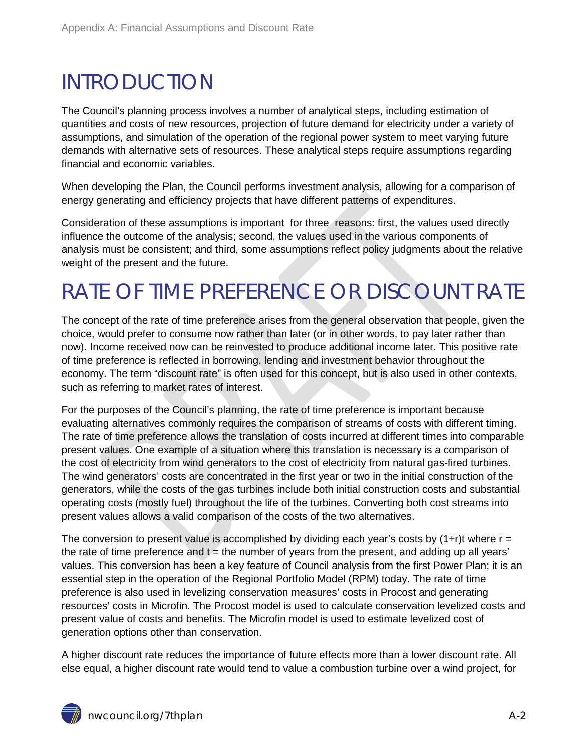# INTRODUCTION

The Council's planning process involves a number of analytical steps, including estimation of quantities and costs of new resources, projection of future demand for electricity under a variety of assumptions, and simulation of the operation of the regional power system to meet varying future demands with alternative sets of resources. These analytical steps require assumptions regarding financial and economic variables.

When developing the Plan, the Council performs investment analysis, allowing for a comparison of energy generating and efficiency projects that have different patterns of expenditures.

Consideration of these assumptions is important for three reasons: first, the values used directly influence the outcome of the analysis; second, the values used in the various components of analysis must be consistent; and third, some assumptions reflect policy judgments about the relative weight of the present and the future.

# RATE OF TIME PREFERENCE OR DISCOUNT RATE

The concept of the rate of time preference arises from the general observation that people, given the choice, would prefer to consume now rather than later (or in other words, to pay later rather than now). Income received now can be reinvested to produce additional income later. This positive rate of time preference is reflected in borrowing, lending and investment behavior throughout the economy. The term "discount rate" is often used for this concept, but is also used in other contexts, such as referring to market rates of interest.

For the purposes of the Council's planning, the rate of time preference is important because evaluating alternatives commonly requires the comparison of streams of costs with different timing. The rate of time preference allows the translation of costs incurred at different times into comparable present values. One example of a situation where this translation is necessary is a comparison of the cost of electricity from wind generators to the cost of electricity from natural gas-fired turbines. The wind generators' costs are concentrated in the first year or two in the initial construction of the generators, while the costs of the gas turbines include both initial construction costs and substantial operating costs (mostly fuel) throughout the life of the turbines. Converting both cost streams into present values allows a valid comparison of the costs of the two alternatives.

The conversion to present value is accomplished by dividing each year's costs by $(1+r)^t$ where $r$ = the rate of time preference and $t$ = the number of years from the present, and adding up all years' values. This conversion has been a key feature of Council analysis from the first Power Plan; it is an essential step in the operation of the Regional Portfolio Model (RPM) today. The rate of time preference is also used in levelizing conservation measures' costs in Procost and generating resources' costs in Microfin. The Procost model is used to calculate conservation levelized costs and present value of costs and benefits. The Microfin model is used to estimate levelized cost of generation options other than conservation.

A higher discount rate reduces the importance of future effects more than a lower discount rate. All else equal, a higher discount rate would tend to value a combustion turbine over a wind project, for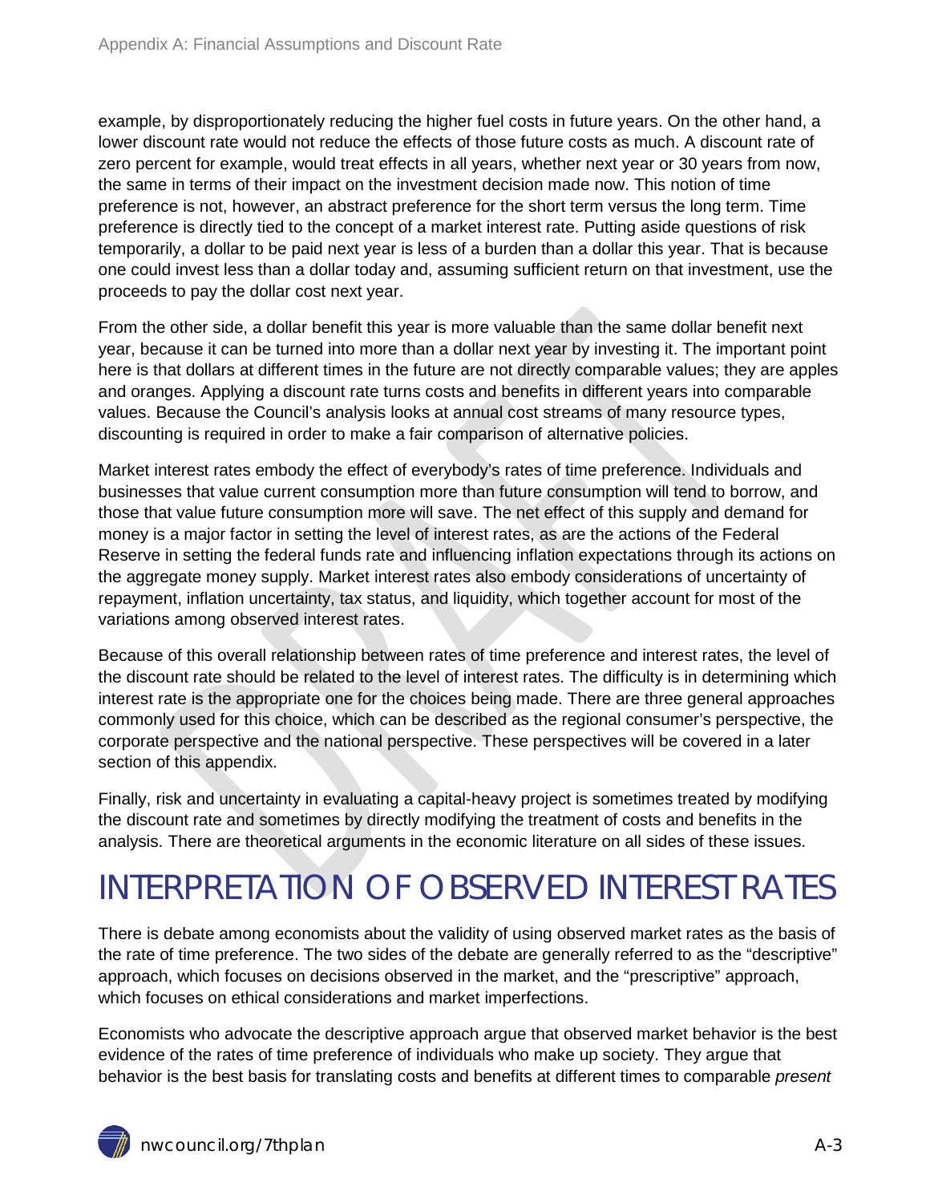example, by disproportionately reducing the higher fuel costs in future years. On the other hand, a lower discount rate would not reduce the effects of those future costs as much. A discount rate of zero percent for example, would treat effects in all years, whether next year or 30 years from now, the same in terms of their impact on the investment decision made now. This notion of time preference is not, however, an abstract preference for the short term versus the long term. Time preference is directly tied to the concept of a market interest rate. Putting aside questions of risk temporarily, a dollar to be paid next year is less of a burden than a dollar this year. That is because one could invest less than a dollar today and, assuming sufficient return on that investment, use the proceeds to pay the dollar cost next year.

From the other side, a dollar benefit this year is more valuable than the same dollar benefit next year, because it can be turned into more than a dollar next year by investing it. The important point here is that dollars at different times in the future are not directly comparable values; they are apples and oranges. Applying a discount rate turns costs and benefits in different years into comparable values. Because the Council's analysis looks at annual cost streams of many resource types, discounting is required in order to make a fair comparison of alternative policies.

Market interest rates embody the effect of everybody's rates of time preference. Individuals and businesses that value current consumption more than future consumption will tend to borrow, and those that value future consumption more will save. The net effect of this supply and demand for money is a major factor in setting the level of interest rates, as are the actions of the Federal Reserve in setting the federal funds rate and influencing inflation expectations through its actions on the aggregate money supply. Market interest rates also embody considerations of uncertainty of repayment, inflation uncertainty, tax status, and liquidity, which together account for most of the variations among observed interest rates.

Because of this overall relationship between rates of time preference and interest rates, the level of the discount rate should be related to the level of interest rates. The difficulty is in determining which interest rate is the appropriate one for the choices being made. There are three general approaches commonly used for this choice, which can be described as the regional consumer's perspective, the corporate perspective and the national perspective. These perspectives will be covered in a later section of this appendix.

Finally, risk and uncertainty in evaluating a capital-heavy project is sometimes treated by modifying the discount rate and sometimes by directly modifying the treatment of costs and benefits in the analysis. There are theoretical arguments in the economic literature on all sides of these issues.

# INTERPRETATION OF OBSERVED INTEREST RATES

There is debate among economists about the validity of using observed market rates as the basis of the rate of time preference. The two sides of the debate are generally referred to as the "descriptive" approach, which focuses on decisions observed in the market, and the "prescriptive" approach, which focuses on ethical considerations and market imperfections.

Economists who advocate the descriptive approach argue that observed market behavior is the best evidence of the rates of time preference of individuals who make up society. They argue that behavior is the best basis for translating costs and benefits at different times to comparable *present*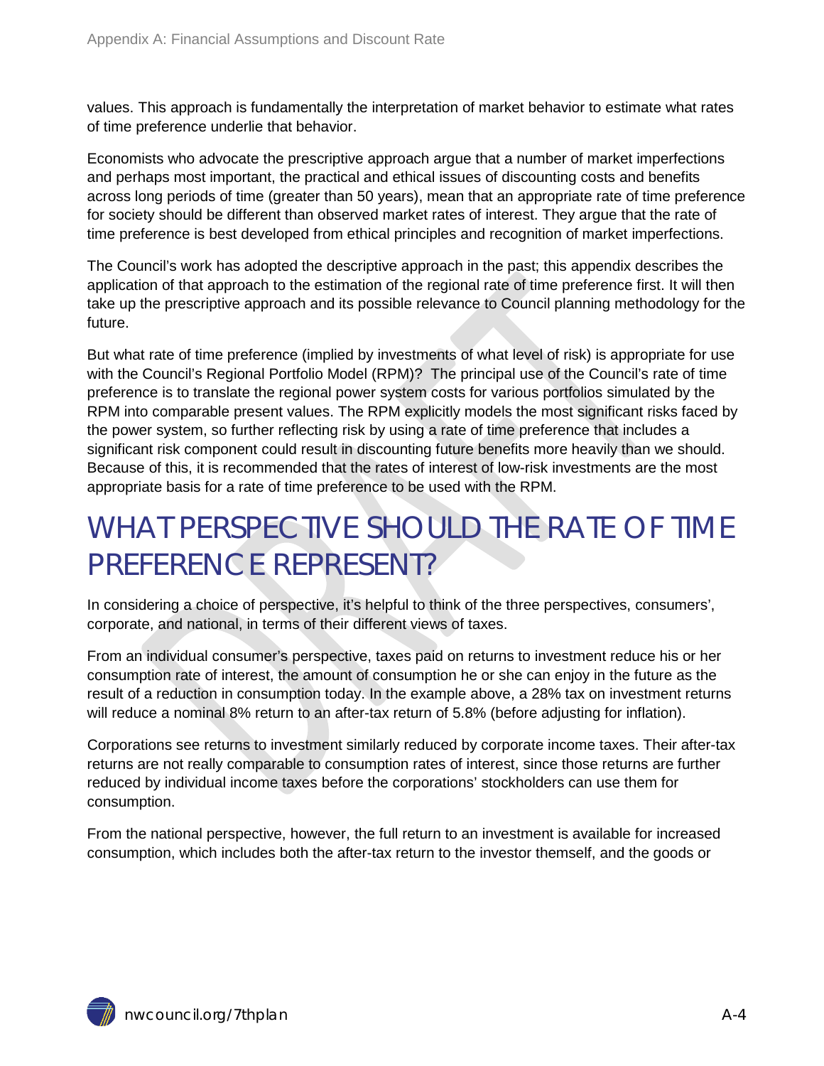values. This approach is fundamentally the interpretation of market behavior to estimate what rates of time preference underlie that behavior.

Economists who advocate the prescriptive approach argue that a number of market imperfections and perhaps most important, the practical and ethical issues of discounting costs and benefits across long periods of time (greater than 50 years), mean that an appropriate rate of time preference for society should be different than observed market rates of interest. They argue that the rate of time preference is best developed from ethical principles and recognition of market imperfections.

The Council's work has adopted the descriptive approach in the past; this appendix describes the application of that approach to the estimation of the regional rate of time preference first. It will then take up the prescriptive approach and its possible relevance to Council planning methodology for the future.

But what rate of time preference (implied by investments of what level of risk) is appropriate for use with the Council's Regional Portfolio Model (RPM)? The principal use of the Council's rate of time preference is to translate the regional power system costs for various portfolios simulated by the RPM into comparable present values. The RPM explicitly models the most significant risks faced by the power system, so further reflecting risk by using a rate of time preference that includes a significant risk component could result in discounting future benefits more heavily than we should. Because of this, it is recommended that the rates of interest of low-risk investments are the most appropriate basis for a rate of time preference to be used with the RPM.

# WHAT PERSPECTIVE SHOULD THE RATE OF TIME PREFERENCE REPRESENT?

In considering a choice of perspective, it's helpful to think of the three perspectives, consumers', corporate, and national, in terms of their different views of taxes.

From an individual consumer's perspective, taxes paid on returns to investment reduce his or her consumption rate of interest, the amount of consumption he or she can enjoy in the future as the result of a reduction in consumption today. In the example above, a 28% tax on investment returns will reduce a nominal 8% return to an after-tax return of 5.8% (before adjusting for inflation).

Corporations see returns to investment similarly reduced by corporate income taxes. Their after-tax returns are not really comparable to consumption rates of interest, since those returns are further reduced by individual income taxes before the corporations' stockholders can use them for consumption.

From the national perspective, however, the full return to an investment is available for increased consumption, which includes both the after-tax return to the investor themself, and the goods or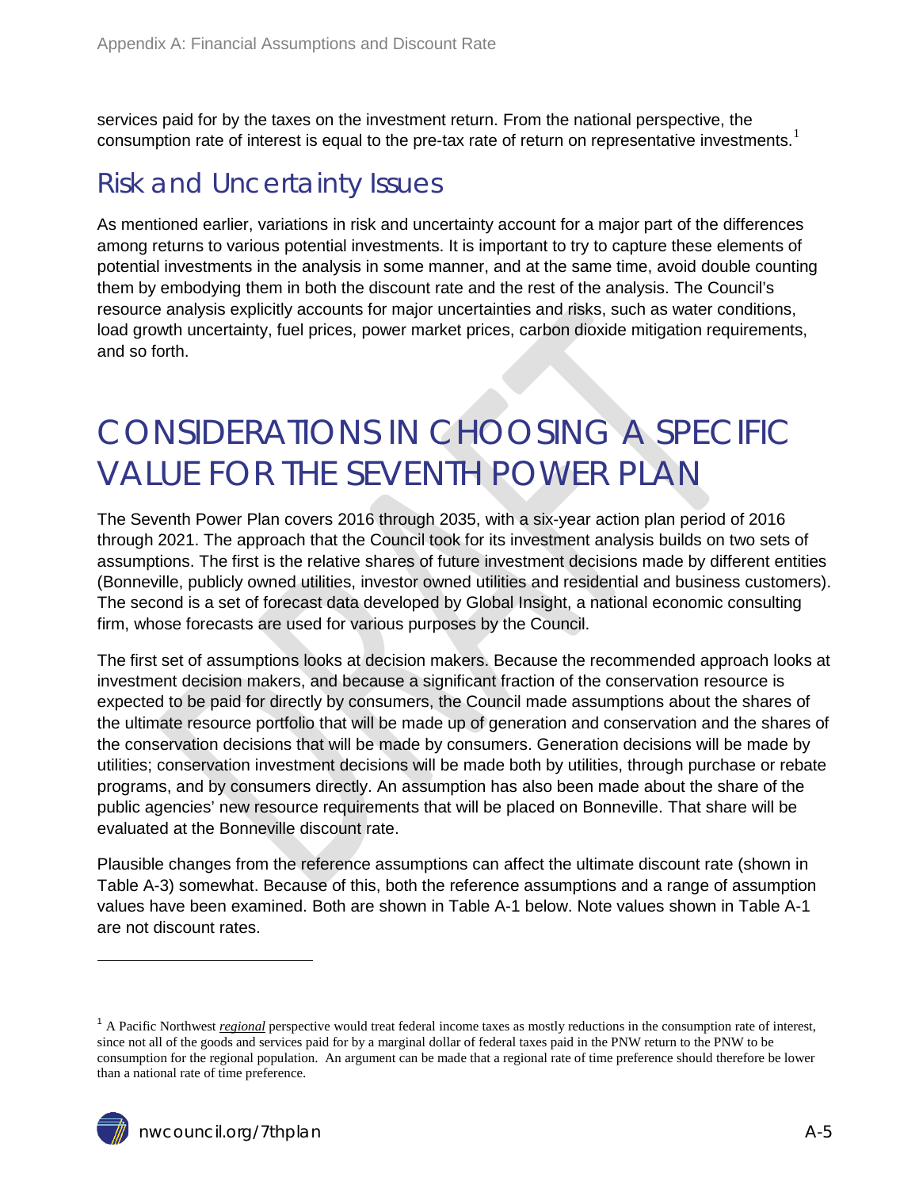services paid for by the taxes on the investment return. From the national perspective, the consumption rate of interest is equal to the pre-tax rate of return on representative investments.[1]

## Risk and Uncertainty Issues

As mentioned earlier, variations in risk and uncertainty account for a major part of the differences among returns to various potential investments. It is important to try to capture these elements of potential investments in the analysis in some manner, and at the same time, avoid double counting them by embodying them in both the discount rate and the rest of the analysis. The Council's resource analysis explicitly accounts for major uncertainties and risks, such as water conditions, load growth uncertainty, fuel prices, power market prices, carbon dioxide mitigation requirements, and so forth.

# CONSIDERATIONS IN CHOOSING A SPECIFIC VALUE FOR THE SEVENTH POWER PLAN

The Seventh Power Plan covers 2016 through 2035, with a six-year action plan period of 2016 through 2021. The approach that the Council took for its investment analysis builds on two sets of assumptions. The first is the relative shares of future investment decisions made by different entities (Bonneville, publicly owned utilities, investor owned utilities and residential and business customers). The second is a set of forecast data developed by Global Insight, a national economic consulting firm, whose forecasts are used for various purposes by the Council.

The first set of assumptions looks at decision makers. Because the recommended approach looks at investment decision makers, and because a significant fraction of the conservation resource is expected to be paid for directly by consumers, the Council made assumptions about the shares of the ultimate resource portfolio that will be made up of generation and conservation and the shares of the conservation decisions that will be made by consumers. Generation decisions will be made by utilities; conservation investment decisions will be made both by utilities, through purchase or rebate programs, and by consumers directly. An assumption has also been made about the share of the public agencies' new resource requirements that will be placed on Bonneville. That share will be evaluated at the Bonneville discount rate.

Plausible changes from the reference assumptions can affect the ultimate discount rate (shown in Table A-3) somewhat. Because of this, both the reference assumptions and a range of assumption values have been examined. Both are shown in Table A-1 below. Note values shown in Table A-1 are not discount rates.

[1] A Pacific Northwest *regional* perspective would treat federal income taxes as mostly reductions in the consumption rate of interest, since not all of the goods and services paid for by a marginal dollar of federal taxes paid in the PNW return to the PNW to be consumption for the regional population. An argument can be made that a regional rate of time preference should therefore be lower than a national rate of time preference.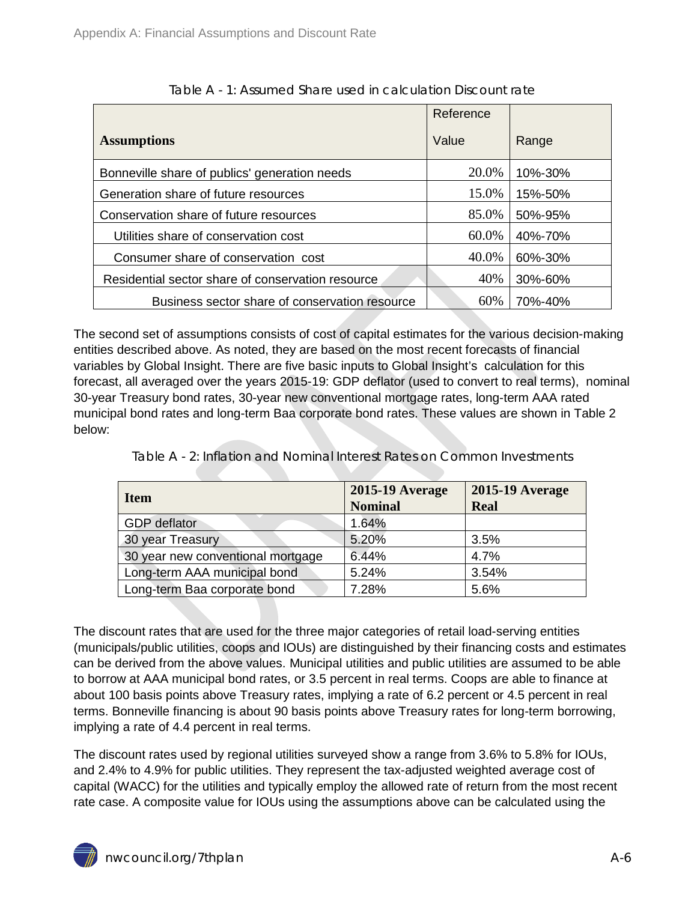Table A - 1: Assumed Share used in calculation Discount rate

| Assumptions | Reference Value | Range |
|---|---|---|
| Bonneville share of publics' generation needs | 20.0% | 10%-30% |
| Generation share of future resources | 15.0% | 15%-50% |
| Conservation share of future resources | 85.0% | 50%-95% |
| Utilities share of conservation cost | 60.0% | 40%-70% |
| Consumer share of conservation cost | 40.0% | 60%-30% |
| Residential sector share of conservation resource | 40% | 30%-60% |
| Business sector share of conservation resource | 60% | 70%-40% |

The second set of assumptions consists of cost of capital estimates for the various decision-making entities described above. As noted, they are based on the most recent forecasts of financial variables by Global Insight. There are five basic inputs to Global Insight's calculation for this forecast, all averaged over the years 2015-19: GDP deflator (used to convert to real terms), nominal 30-year Treasury bond rates, 30-year new conventional mortgage rates, long-term AAA rated municipal bond rates and long-term Baa corporate bond rates. These values are shown in Table 2 below:

Table A - 2: Inflation and Nominal Interest Rates on Common Investments

| Item | 2015-19 Average Nominal | 2015-19 Average Real |
|---|---|---|
| GDP deflator | 1.64% | |
| 30 year Treasury | 5.20% | 3.5% |
| 30 year new conventional mortgage | 6.44% | 4.7% |
| Long-term AAA municipal bond | 5.24% | 3.54% |
| Long-term Baa corporate bond | 7.28% | 5.6% |

The discount rates that are used for the three major categories of retail load-serving entities (municipals/public utilities, coops and IOUs) are distinguished by their financing costs and estimates can be derived from the above values. Municipal utilities and public utilities are assumed to be able to borrow at AAA municipal bond rates, or 3.5 percent in real terms. Coops are able to finance at about 100 basis points above Treasury rates, implying a rate of 6.2 percent or 4.5 percent in real terms. Bonneville financing is about 90 basis points above Treasury rates for long-term borrowing, implying a rate of 4.4 percent in real terms.

The discount rates used by regional utilities surveyed show a range from 3.6% to 5.8% for IOUs, and 2.4% to 4.9% for public utilities. They represent the tax-adjusted weighted average cost of capital (WACC) for the utilities and typically employ the allowed rate of return from the most recent rate case. A composite value for IOUs using the assumptions above can be calculated using the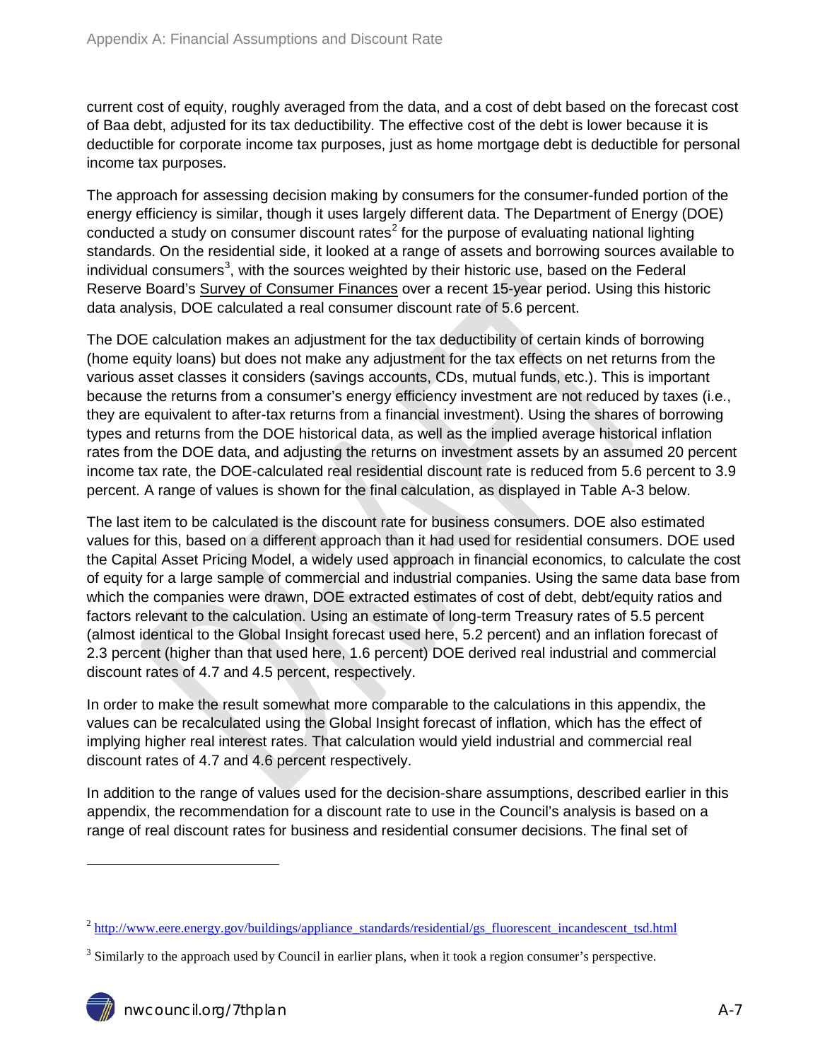current cost of equity, roughly averaged from the data, and a cost of debt based on the forecast cost of Baa debt, adjusted for its tax deductibility. The effective cost of the debt is lower because it is deductible for corporate income tax purposes, just as home mortgage debt is deductible for personal income tax purposes.

The approach for assessing decision making by consumers for the consumer-funded portion of the energy efficiency is similar, though it uses largely different data. The Department of Energy (DOE) conducted a study on consumer discount rates[2] for the purpose of evaluating national lighting standards. On the residential side, it looked at a range of assets and borrowing sources available to individual consumers[3], with the sources weighted by their historic use, based on the Federal Reserve Board's Survey of Consumer Finances over a recent 15-year period. Using this historic data analysis, DOE calculated a real consumer discount rate of 5.6 percent.

The DOE calculation makes an adjustment for the tax deductibility of certain kinds of borrowing (home equity loans) but does not make any adjustment for the tax effects on net returns from the various asset classes it considers (savings accounts, CDs, mutual funds, etc.). This is important because the returns from a consumer's energy efficiency investment are not reduced by taxes (i.e., they are equivalent to after-tax returns from a financial investment). Using the shares of borrowing types and returns from the DOE historical data, as well as the implied average historical inflation rates from the DOE data, and adjusting the returns on investment assets by an assumed 20 percent income tax rate, the DOE-calculated real residential discount rate is reduced from 5.6 percent to 3.9 percent. A range of values is shown for the final calculation, as displayed in Table A-3 below.

The last item to be calculated is the discount rate for business consumers. DOE also estimated values for this, based on a different approach than it had used for residential consumers. DOE used the Capital Asset Pricing Model, a widely used approach in financial economics, to calculate the cost of equity for a large sample of commercial and industrial companies. Using the same data base from which the companies were drawn, DOE extracted estimates of cost of debt, debt/equity ratios and factors relevant to the calculation. Using an estimate of long-term Treasury rates of 5.5 percent (almost identical to the Global Insight forecast used here, 5.2 percent) and an inflation forecast of 2.3 percent (higher than that used here, 1.6 percent) DOE derived real industrial and commercial discount rates of 4.7 and 4.5 percent, respectively.

In order to make the result somewhat more comparable to the calculations in this appendix, the values can be recalculated using the Global Insight forecast of inflation, which has the effect of implying higher real interest rates. That calculation would yield industrial and commercial real discount rates of 4.7 and 4.6 percent respectively.

In addition to the range of values used for the decision-share assumptions, described earlier in this appendix, the recommendation for a discount rate to use in the Council's analysis is based on a range of real discount rates for business and residential consumer decisions. The final set of

[2] http://www.eere.energy.gov/buildings/appliance_standards/residential/gs_fluorescent_incandescent_tsd.html

[3] Similarly to the approach used by Council in earlier plans, when it took a region consumer's perspective.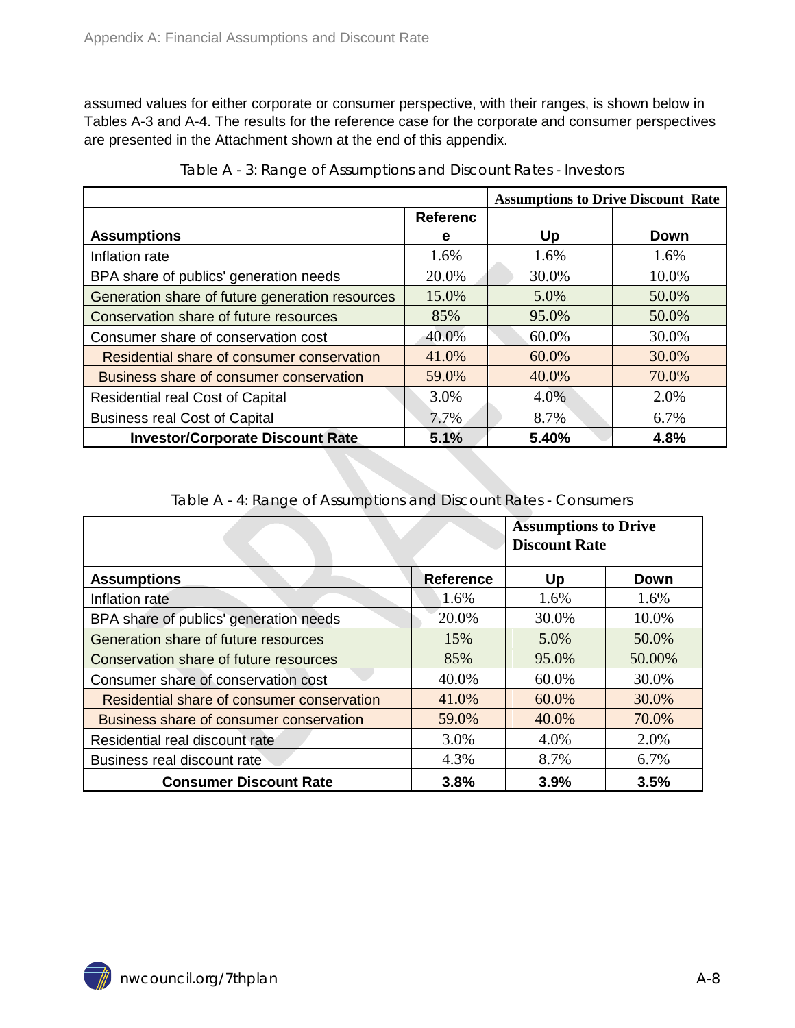assumed values for either corporate or consumer perspective, with their ranges, is shown below in Tables A-3 and A-4. The results for the reference case for the corporate and consumer perspectives are presented in the Attachment shown at the end of this appendix.

Table A - 3: Range of Assumptions and Discount Rates - Investors

| | | Assumptions to Drive Discount Rate | |
|---|---|---|---|
| **Assumptions** | **Reference** | **Up** | **Down** |
| Inflation rate | 1.6% | 1.6% | 1.6% |
| BPA share of publics' generation needs | 20.0% | 30.0% | 10.0% |
| Generation share of future generation resources | 15.0% | 5.0% | 50.0% |
| Conservation share of future resources | 85% | 95.0% | 50.0% |
| Consumer share of conservation cost | 40.0% | 60.0% | 30.0% |
| Residential share of consumer conservation | 41.0% | 60.0% | 30.0% |
| Business share of consumer conservation | 59.0% | 40.0% | 70.0% |
| Residential real Cost of Capital | 3.0% | 4.0% | 2.0% |
| Business real Cost of Capital | 7.7% | 8.7% | 6.7% |
| **Investor/Corporate Discount Rate** | **5.1%** | **5.40%** | **4.8%** |

Table A - 4: Range of Assumptions and Discount Rates - Consumers

| | | Assumptions to Drive Discount Rate | |
|---|---|---|---|
| **Assumptions** | **Reference** | **Up** | **Down** |
| Inflation rate | 1.6% | 1.6% | 1.6% |
| BPA share of publics' generation needs | 20.0% | 30.0% | 10.0% |
| Generation share of future resources | 15% | 5.0% | 50.0% |
| Conservation share of future resources | 85% | 95.0% | 50.00% |
| Consumer share of conservation cost | 40.0% | 60.0% | 30.0% |
| Residential share of consumer conservation | 41.0% | 60.0% | 30.0% |
| Business share of consumer conservation | 59.0% | 40.0% | 70.0% |
| Residential real discount rate | 3.0% | 4.0% | 2.0% |
| Business real discount rate | 4.3% | 8.7% | 6.7% |
| **Consumer Discount Rate** | **3.8%** | **3.9%** | **3.5%** |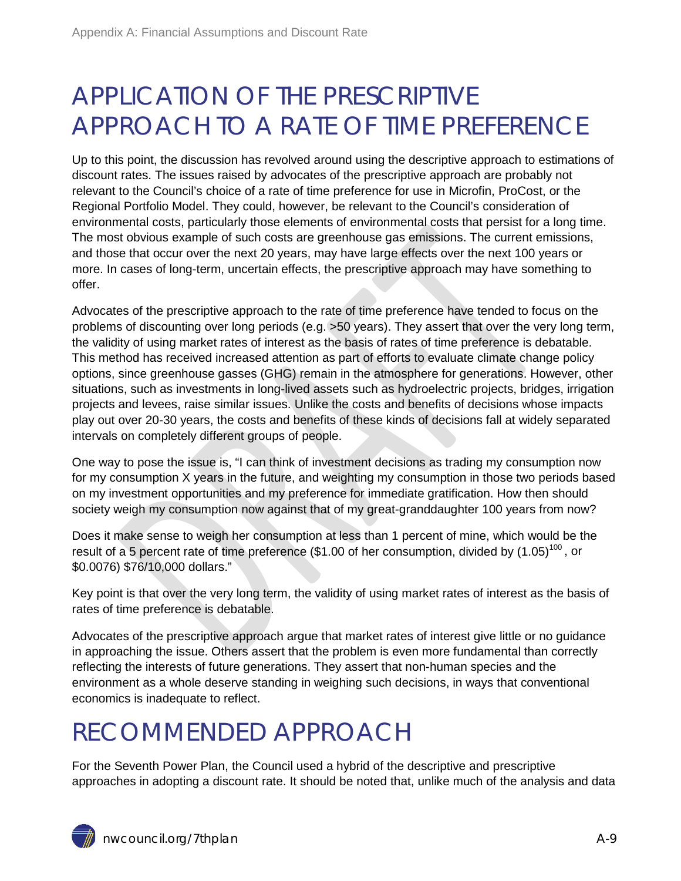# APPLICATION OF THE PRESCRIPTIVE APPROACH TO A RATE OF TIME PREFERENCE

Up to this point, the discussion has revolved around using the descriptive approach to estimations of discount rates. The issues raised by advocates of the prescriptive approach are probably not relevant to the Council's choice of a rate of time preference for use in Microfin, ProCost, or the Regional Portfolio Model. They could, however, be relevant to the Council's consideration of environmental costs, particularly those elements of environmental costs that persist for a long time. The most obvious example of such costs are greenhouse gas emissions. The current emissions, and those that occur over the next 20 years, may have large effects over the next 100 years or more. In cases of long-term, uncertain effects, the prescriptive approach may have something to offer.

Advocates of the prescriptive approach to the rate of time preference have tended to focus on the problems of discounting over long periods (e.g. >50 years). They assert that over the very long term, the validity of using market rates of interest as the basis of rates of time preference is debatable. This method has received increased attention as part of efforts to evaluate climate change policy options, since greenhouse gasses (GHG) remain in the atmosphere for generations. However, other situations, such as investments in long-lived assets such as hydroelectric projects, bridges, irrigation projects and levees, raise similar issues. Unlike the costs and benefits of decisions whose impacts play out over 20-30 years, the costs and benefits of these kinds of decisions fall at widely separated intervals on completely different groups of people.

One way to pose the issue is, "I can think of investment decisions as trading my consumption now for my consumption X years in the future, and weighting my consumption in those two periods based on my investment opportunities and my preference for immediate gratification. How then should society weigh my consumption now against that of my great-granddaughter 100 years from now?

Does it make sense to weigh her consumption at less than 1 percent of mine, which would be the result of a 5 percent rate of time preference (\$1.00 of her consumption, divided by $(1.05)^{100}$, or \$0.0076) \$76/10,000 dollars."

Key point is that over the very long term, the validity of using market rates of interest as the basis of rates of time preference is debatable.

Advocates of the prescriptive approach argue that market rates of interest give little or no guidance in approaching the issue. Others assert that the problem is even more fundamental than correctly reflecting the interests of future generations. They assert that non-human species and the environment as a whole deserve standing in weighing such decisions, in ways that conventional economics is inadequate to reflect.

# RECOMMENDED APPROACH

For the Seventh Power Plan, the Council used a hybrid of the descriptive and prescriptive approaches in adopting a discount rate. It should be noted that, unlike much of the analysis and data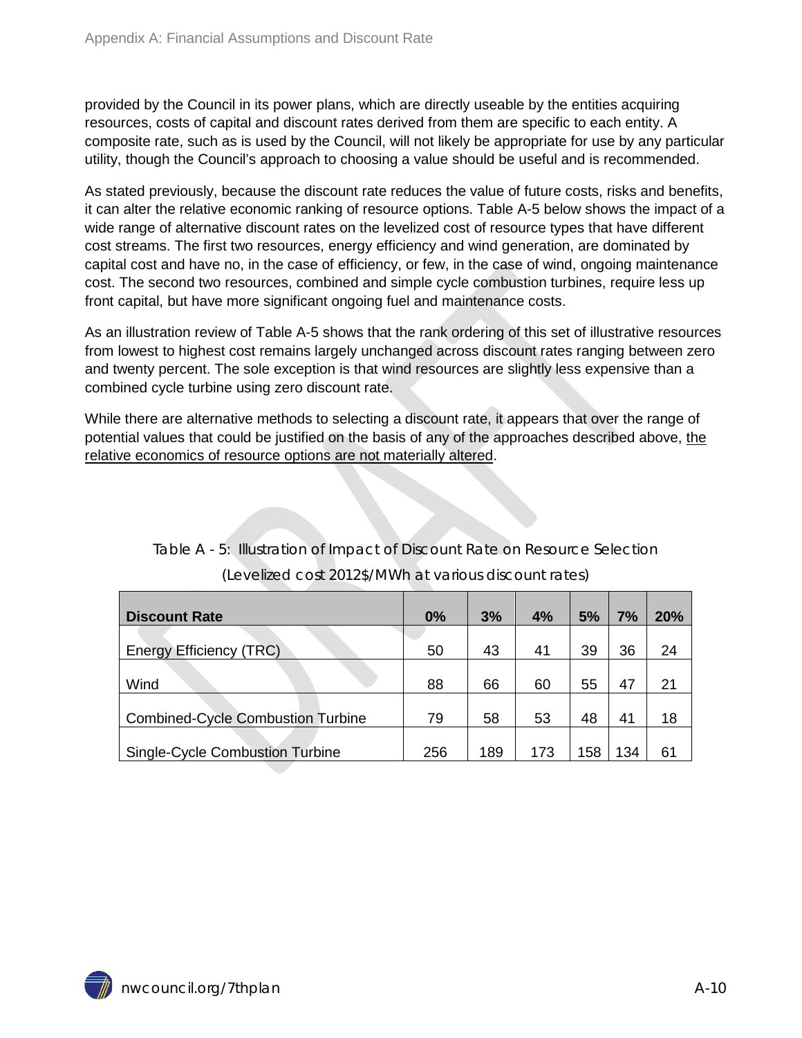provided by the Council in its power plans, which are directly useable by the entities acquiring resources, costs of capital and discount rates derived from them are specific to each entity. A composite rate, such as is used by the Council, will not likely be appropriate for use by any particular utility, though the Council's approach to choosing a value should be useful and is recommended.

As stated previously, because the discount rate reduces the value of future costs, risks and benefits, it can alter the relative economic ranking of resource options. Table A-5 below shows the impact of a wide range of alternative discount rates on the levelized cost of resource types that have different cost streams. The first two resources, energy efficiency and wind generation, are dominated by capital cost and have no, in the case of efficiency, or few, in the case of wind, ongoing maintenance cost. The second two resources, combined and simple cycle combustion turbines, require less up front capital, but have more significant ongoing fuel and maintenance costs.

As an illustration review of Table A-5 shows that the rank ordering of this set of illustrative resources from lowest to highest cost remains largely unchanged across discount rates ranging between zero and twenty percent. The sole exception is that wind resources are slightly less expensive than a combined cycle turbine using zero discount rate.

While there are alternative methods to selecting a discount rate, it appears that over the range of potential values that could be justified on the basis of any of the approaches described above, <u>the relative economics of resource options are not materially altered</u>.

Table A - 5: Illustration of Impact of Discount Rate on Resource Selection

(Levelized cost 2012$/MWh at various discount rates)

| Discount Rate | 0% | 3% | 4% | 5% | 7% | 20% |
|---|---|---|---|---|---|---|
| Energy Efficiency (TRC) | 50 | 43 | 41 | 39 | 36 | 24 |
| Wind | 88 | 66 | 60 | 55 | 47 | 21 |
| Combined-Cycle Combustion Turbine | 79 | 58 | 53 | 48 | 41 | 18 |
| Single-Cycle Combustion Turbine | 256 | 189 | 173 | 158 | 134 | 61 |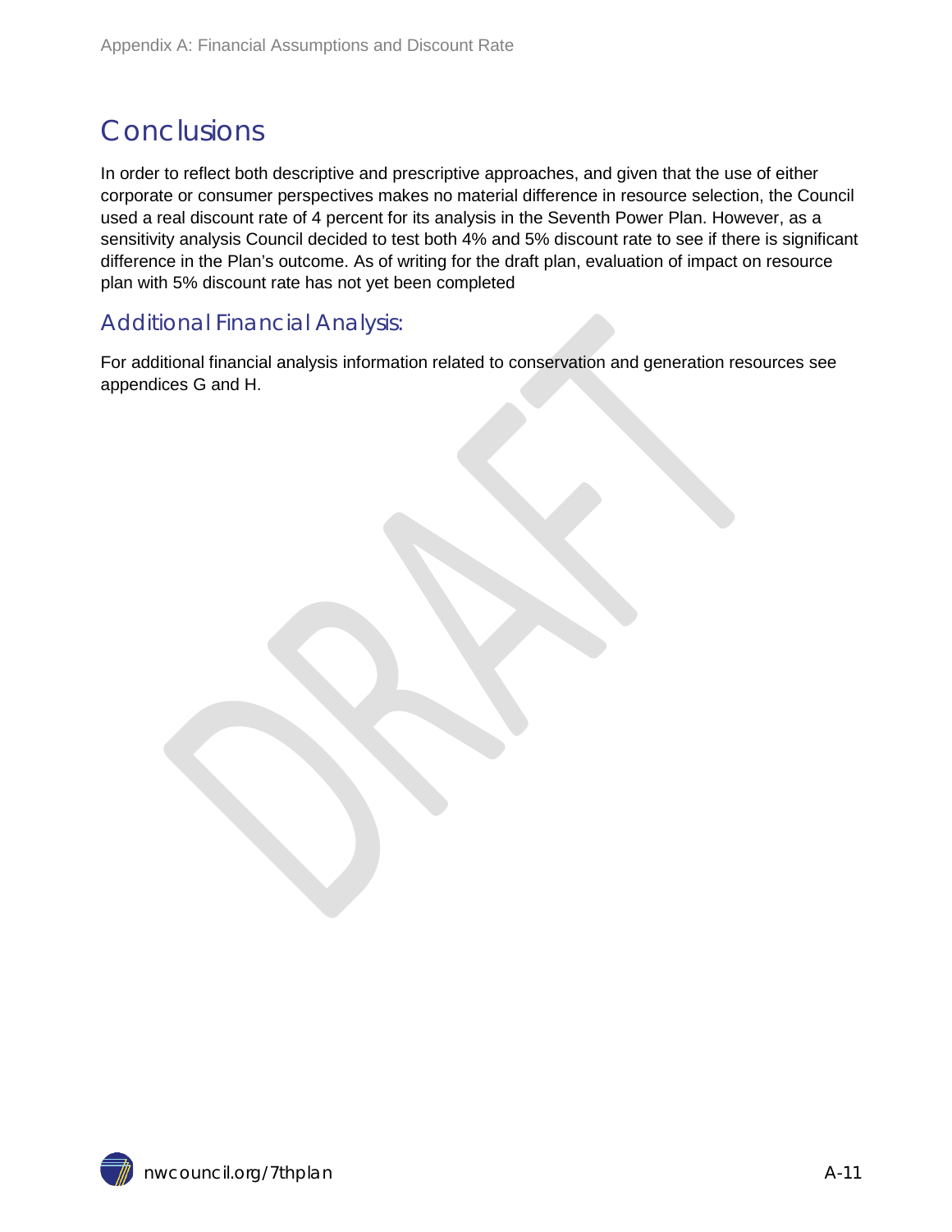# Conclusions

In order to reflect both descriptive and prescriptive approaches, and given that the use of either corporate or consumer perspectives makes no material difference in resource selection, the Council used a real discount rate of 4 percent for its analysis in the Seventh Power Plan. However, as a sensitivity analysis Council decided to test both 4% and 5% discount rate to see if there is significant difference in the Plan's outcome. As of writing for the draft plan, evaluation of impact on resource plan with 5% discount rate has not yet been completed

## Additional Financial Analysis:

For additional financial analysis information related to conservation and generation resources see appendices G and H.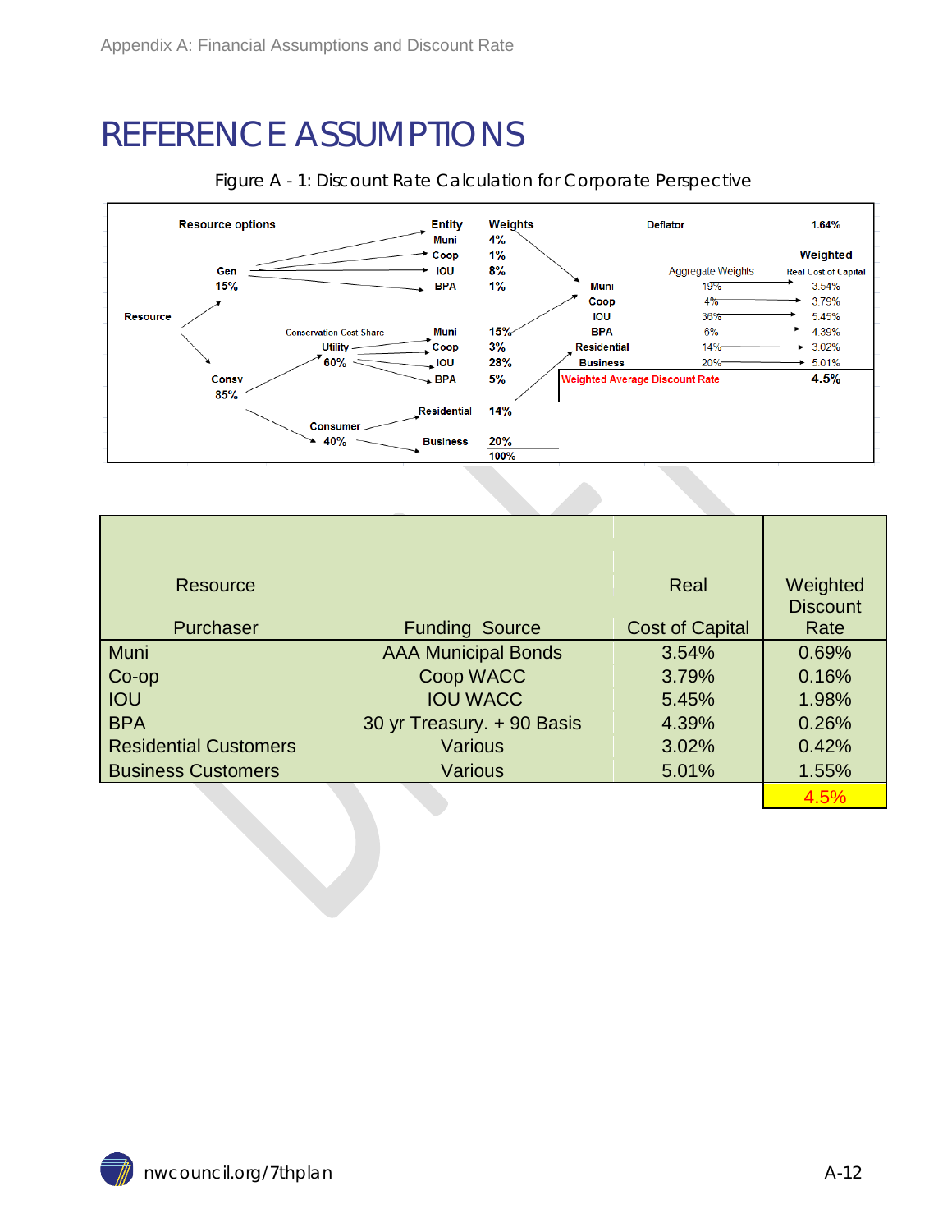# REFERENCE ASSUMPTIONS

Figure A - 1: Discount Rate Calculation for Corporate Perspective

| Resource options | Entity | Weights | | Aggregate Weights | Weighted Real Cost of Capital |
|---|---|---|---|---|---|
| | | | Deflator | | 1.64% |
| Resource → Gen 15% | Muni | 4% | Muni | 19% | 3.54% |
| | Coop | 1% | Coop | 4% | 3.79% |
| | IOU | 8% | IOU | 36% | 5.45% |
| | BPA | 1% | BPA | 6% | 4.39% |
| Resource → Consv 85% → Conservation Cost Share Utility 60% | Muni | 15% | Residential | 14% | 3.02% |
| | Coop | 3% | Business | 20% | 5.01% |
| | IOU | 28% | Weighted Average Discount Rate | | 4.5% |
| | BPA | 5% | | | |
| Consv 85% → Consumer 40% | Residential | 14% | | | |
| | Business | 20% | | | |
| | | 100% | | | |

| Resource Purchaser | Funding Source | Real Cost of Capital | Weighted Discount Rate |
|---|---|---|---|
| Muni | AAA Municipal Bonds | 3.54% | 0.69% |
| Co-op | Coop WACC | 3.79% | 0.16% |
| IOU | IOU WACC | 5.45% | 1.98% |
| BPA | 30 yr Treasury. + 90 Basis | 4.39% | 0.26% |
| Residential Customers | Various | 3.02% | 0.42% |
| Business Customers | Various | 5.01% | 1.55% |
| | | | 4.5% |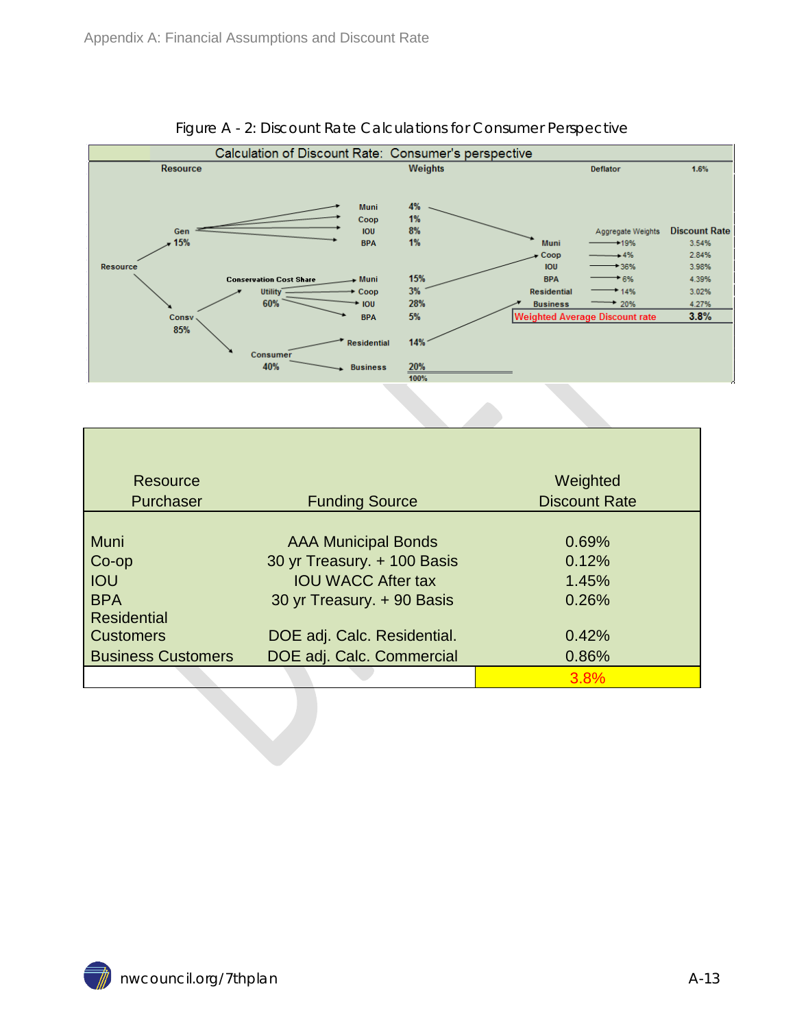Figure A - 2: Discount Rate Calculations for Consumer Perspective

Calculation of Discount Rate: Consumer's perspective

Resource

Weights

Deflator 1.6%

Gen 15%

Muni 4%
Coop 1%
IOU 8%
BPA 1%

Resource

Conservation Cost Share

Utility 60%

Muni 15%
Coop 3%
IOU 28%
BPA 5%

Consv 85%

Consumer 40%

Residential 14%
Business 20%
100%

| | Aggregate Weights | Discount Rate |
|---|---|---|
| Muni | 19% | 3.54% |
| Coop | 4% | 2.84% |
| IOU | 36% | 3.98% |
| BPA | 6% | 4.39% |
| Residential | 14% | 3.02% |
| Business | 20% | 4.27% |
| Weighted Average Discount rate | | 3.8% |

| Resource Purchaser | Funding Source | Weighted Discount Rate |
|---|---|---|
| Muni | AAA Municipal Bonds | 0.69% |
| Co-op | 30 yr Treasury. + 100 Basis | 0.12% |
| IOU | IOU WACC After tax | 1.45% |
| BPA | 30 yr Treasury. + 90 Basis | 0.26% |
| Residential Customers | DOE adj. Calc. Residential. | 0.42% |
| Business Customers | DOE adj. Calc. Commercial | 0.86% |
| | | 3.8% |